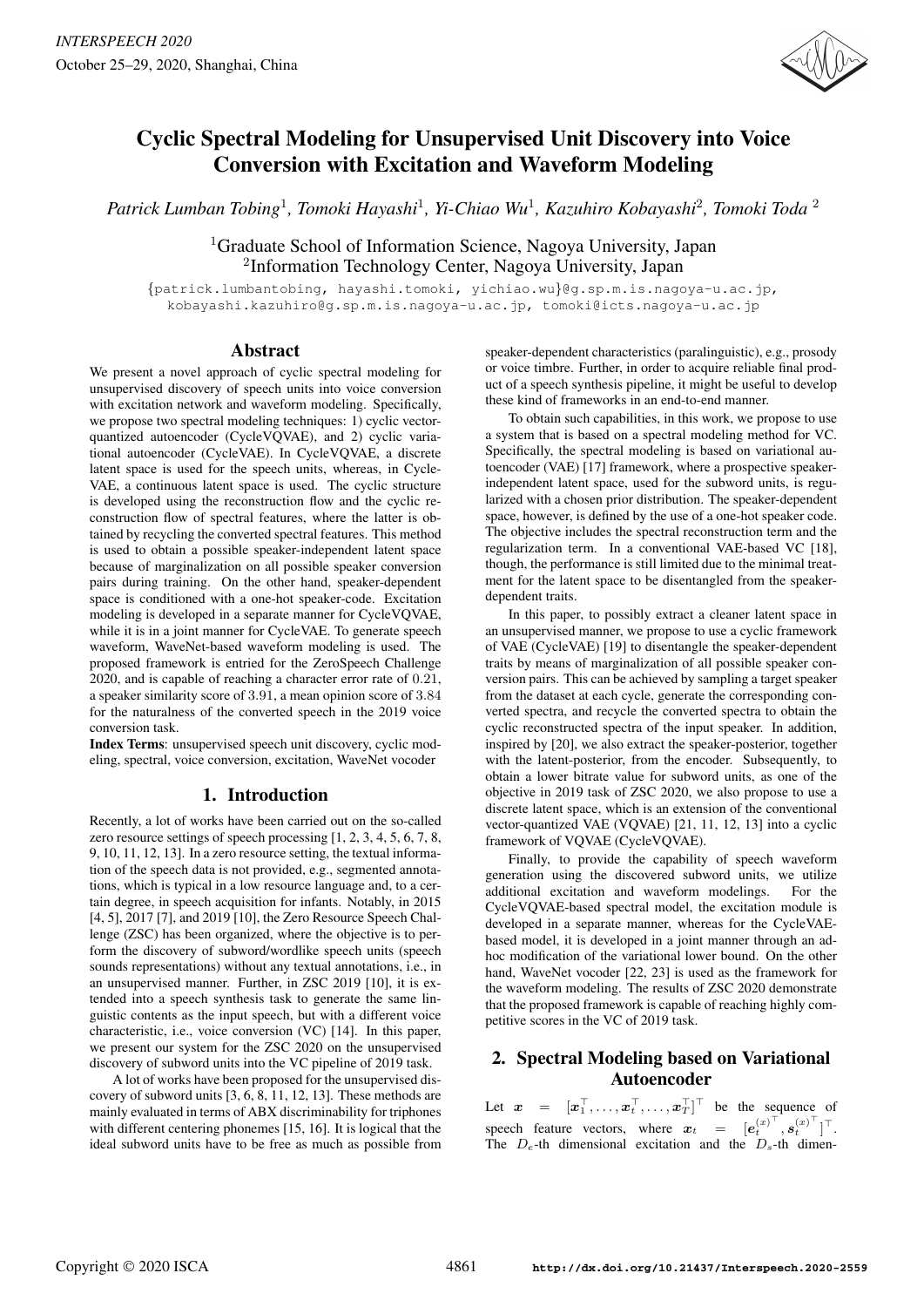# Cyclic Spectral Modeling for Unsupervised Unit Discovery into Voice Conversion with Excitation and Waveform Modeling

*Patrick Lumban Tobing*[1], *Tomoki Hayashi*[1], *Yi-Chiao Wu*[1], *Kazuhiro Kobayashi*[2], *Tomoki Toda*[2]

[1]Graduate School of Information Science, Nagoya University, Japan
[2]Information Technology Center, Nagoya University, Japan

{patrick.lumbantobing, hayashi.tomoki, yichiao.wu}@g.sp.m.is.nagoya-u.ac.jp, kobayashi.kazuhiro@g.sp.m.is.nagoya-u.ac.jp, tomoki@icts.nagoya-u.ac.jp

## Abstract

We present a novel approach of cyclic spectral modeling for unsupervised discovery of speech units into voice conversion with excitation network and waveform modeling. Specifically, we propose two spectral modeling techniques: 1) cyclic vector-quantized autoencoder (CycleVQVAE), and 2) cyclic variational autoencoder (CycleVAE). In CycleVQVAE, a discrete latent space is used for the speech units, whereas, in CycleVAE, a continuous latent space is used. The cyclic structure is developed using the reconstruction flow and the cyclic reconstruction flow of spectral features, where the latter is obtained by recycling the converted spectral features. This method is used to obtain a possible speaker-independent latent space because of marginalization on all possible speaker conversion pairs during training. On the other hand, speaker-dependent space is conditioned with a one-hot speaker-code. Excitation modeling is developed in a separate manner for CycleVQVAE, while it is in a joint manner for CycleVAE. To generate speech waveform, WaveNet-based waveform modeling is used. The proposed framework is entried for the ZeroSpeech Challenge 2020, and is capable of reaching a character error rate of $0.21$, a speaker similarity score of $3.91$, a mean opinion score of $3.84$ for the naturalness of the converted speech in the 2019 voice conversion task.

**Index Terms**: unsupervised speech unit discovery, cyclic modeling, spectral, voice conversion, excitation, WaveNet vocoder

## 1. Introduction

Recently, a lot of works have been carried out on the so-called zero resource settings of speech processing [1, 2, 3, 4, 5, 6, 7, 8, 9, 10, 11, 12, 13]. In a zero resource setting, the textual information of the speech data is not provided, e.g., segmented annotations, which is typical in a low resource language and, to a certain degree, in speech acquisition for infants. Notably, in 2015 [4, 5], 2017 [7], and 2019 [10], the Zero Resource Speech Challenge (ZSC) has been organized, where the objective is to perform the discovery of subword/wordlike speech units (speech sounds representations) without any textual annotations, i.e., in an unsupervised manner. Further, in ZSC 2019 [10], it is extended into a speech synthesis task to generate the same linguistic contents as the input speech, but with a different voice characteristic, i.e., voice conversion (VC) [14]. In this paper, we present our system for the ZSC 2020 on the unsupervised discovery of subword units into the VC pipeline of 2019 task.

A lot of works have been proposed for the unsupervised discovery of subword units [3, 6, 8, 11, 12, 13]. These methods are mainly evaluated in terms of ABX discriminability for triphones with different centering phonemes [15, 16]. It is logical that the ideal subword units have to be free as much as possible from speaker-dependent characteristics (paralinguistic), e.g., prosody or voice timbre. Further, in order to acquire reliable final product of a speech synthesis pipeline, it might be useful to develop these kind of frameworks in an end-to-end manner.

To obtain such capabilities, in this work, we propose to use a system that is based on a spectral modeling method for VC. Specifically, the spectral modeling is based on variational autoencoder (VAE) [17] framework, where a prospective speaker-independent latent space, used for the subword units, is regularized with a chosen prior distribution. The speaker-dependent space, however, is defined by the use of a one-hot speaker code. The objective includes the spectral reconstruction term and the regularization term. In a conventional VAE-based VC [18], though, the performance is still limited due to the minimal treatment for the latent space to be disentangled from the speaker-dependent traits.

In this paper, to possibly extract a cleaner latent space in an unsupervised manner, we propose to use a cyclic framework of VAE (CycleVAE) [19] to disentangle the speaker-dependent traits by means of marginalization of all possible speaker conversion pairs. This can be achieved by sampling a target speaker from the dataset at each cycle, generate the corresponding converted spectra, and recycle the converted spectra to obtain the cyclic reconstructed spectra of the input speaker. In addition, inspired by [20], we also extract the speaker-posterior, together with the latent-posterior, from the encoder. Subsequently, to obtain a lower bitrate value for subword units, as one of the objective in 2019 task of ZSC 2020, we also propose to use a discrete latent space, which is an extension of the conventional vector-quantized VAE (VQVAE) [21, 11, 12, 13] into a cyclic framework of VQVAE (CycleVQVAE).

Finally, to provide the capability of speech waveform generation using the discovered subword units, we utilize additional excitation and waveform modelings. For the CycleVQVAE-based spectral model, the excitation module is developed in a separate manner, whereas for the CycleVAE-based model, it is developed in a joint manner through an ad-hoc modification of the variational lower bound. On the other hand, WaveNet vocoder [22, 23] is used as the framework for the waveform modeling. The results of ZSC 2020 demonstrate that the proposed framework is capable of reaching highly competitive scores in the VC of 2019 task.

## 2. Spectral Modeling based on Variational Autoencoder

Let $\boldsymbol{x} = [\boldsymbol{x}_1^\top, \ldots, \boldsymbol{x}_t^\top, \ldots, \boldsymbol{x}_T^\top]^\top$ be the sequence of speech feature vectors, where $\boldsymbol{x}_t = [\boldsymbol{e}_t^{(x)^\top}, \boldsymbol{s}_t^{(x)^\top}]^\top$. The $D_e$-th dimensional excitation and the $D_s$-th dimen-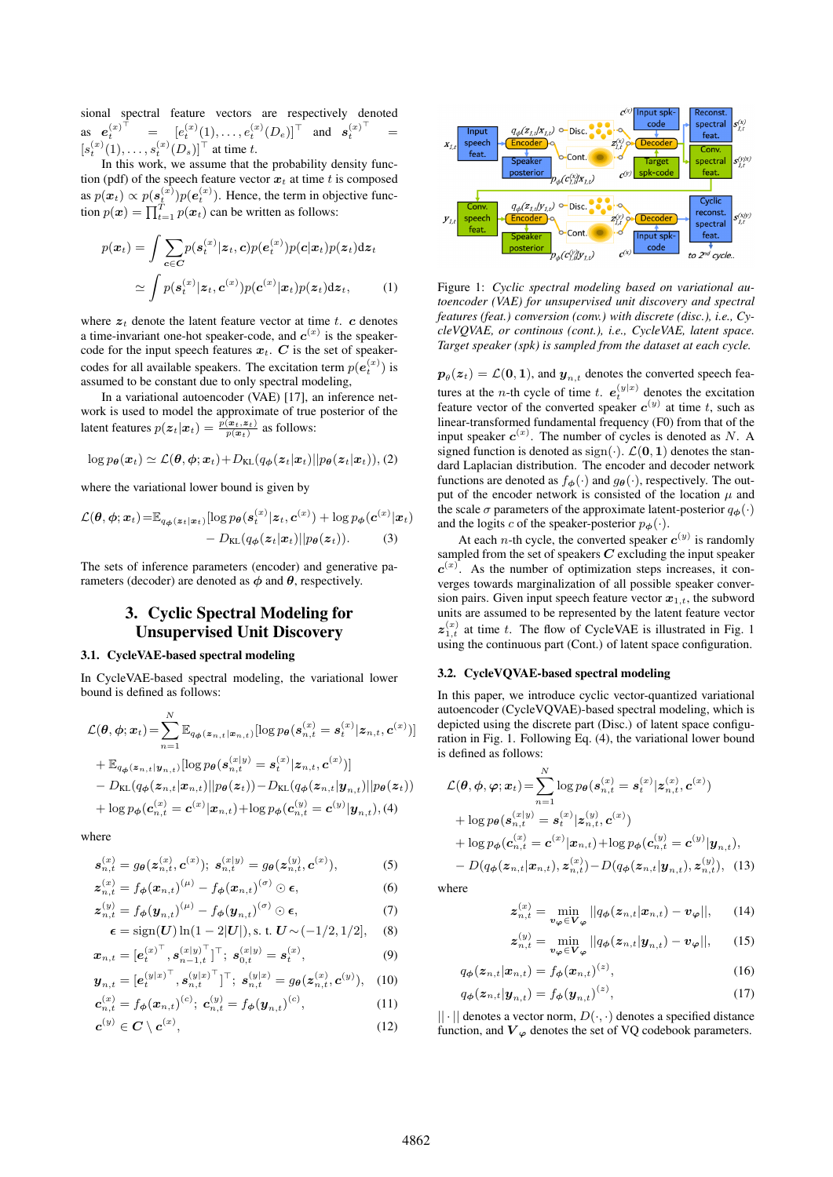sional spectral feature vectors are respectively denoted as $\boldsymbol{e}_t^{(x)^\top} = [e_t^{(x)}(1), \ldots, e_t^{(x)}(D_e)]^\top$ and $\boldsymbol{s}_t^{(x)^\top} = [s_t^{(x)}(1), \ldots, s_t^{(x)}(D_s)]^\top$ at time $t$.

In this work, we assume that the probability density function (pdf) of the speech feature vector $\boldsymbol{x}_t$ at time $t$ is composed as $p(\boldsymbol{x}_t) \propto p(\boldsymbol{s}_t^{(x)})p(\boldsymbol{e}_t^{(x)})$. Hence, the term in objective function $p(\boldsymbol{x}) = \prod_{t=1}^{T} p(\boldsymbol{x}_t)$ can be written as follows:

$$
\begin{aligned}
p(\boldsymbol{x}_t) &= \int \sum_{\boldsymbol{c} \in \boldsymbol{C}} p(\boldsymbol{s}_t^{(x)}|\boldsymbol{z}_t, \boldsymbol{c})p(\boldsymbol{e}_t^{(x)})p(\boldsymbol{c}|\boldsymbol{x}_t)p(\boldsymbol{z}_t)\mathrm{d}\boldsymbol{z}_t \\
&\simeq \int p(\boldsymbol{s}_t^{(x)}|\boldsymbol{z}_t, \boldsymbol{c}^{(x)})p(\boldsymbol{c}^{(x)}|\boldsymbol{x}_t)p(\boldsymbol{z}_t)\mathrm{d}\boldsymbol{z}_t, \qquad (1)
\end{aligned}
$$

where $\boldsymbol{z}_t$ denote the latent feature vector at time $t$. $\boldsymbol{c}$ denotes a time-invariant one-hot speaker-code, and $\boldsymbol{c}^{(x)}$ is the speaker-code for the input speech features $\boldsymbol{x}_t$. $\boldsymbol{C}$ is the set of speaker-codes for all available speakers. The excitation term $p(\boldsymbol{e}_t^{(x)})$ is assumed to be constant due to only spectral modeling.

In a variational autoencoder (VAE) [17], an inference network is used to model the approximate of true posterior of the latent features $p(\boldsymbol{z}_t|\boldsymbol{x}_t) = \frac{p(\boldsymbol{x}_t, \boldsymbol{z}_t)}{p(\boldsymbol{x}_t)}$ as follows:

$$
\log p_{\boldsymbol{\theta}}(\boldsymbol{x}_t) \simeq \mathcal{L}(\boldsymbol{\theta}, \boldsymbol{\phi}; \boldsymbol{x}_t) + D_{\mathrm{KL}}(q_{\boldsymbol{\phi}}(\boldsymbol{z}_t|\boldsymbol{x}_t)||p_{\boldsymbol{\theta}}(\boldsymbol{z}_t|\boldsymbol{x}_t)), \quad (2)
$$

where the variational lower bound is given by

$$
\begin{aligned}
\mathcal{L}(\boldsymbol{\theta}, \boldsymbol{\phi}; \boldsymbol{x}_t) =& \mathbb{E}_{q_{\boldsymbol{\phi}}(\boldsymbol{z}_t|\boldsymbol{x}_t)}[\log p_{\boldsymbol{\theta}}(\boldsymbol{s}_t^{(x)}|\boldsymbol{z}_t, \boldsymbol{c}^{(x)}) + \log p_{\boldsymbol{\phi}}(\boldsymbol{c}^{(x)}|\boldsymbol{x}_t) \\
&- D_{\mathrm{KL}}(q_{\boldsymbol{\phi}}(\boldsymbol{z}_t|\boldsymbol{x}_t)||p_{\boldsymbol{\theta}}(\boldsymbol{z}_t)). \qquad (3)
\end{aligned}
$$

The sets of inference parameters (encoder) and generative parameters (decoder) are denoted as $\boldsymbol{\phi}$ and $\boldsymbol{\theta}$, respectively.

## 3. Cyclic Spectral Modeling for Unsupervised Unit Discovery

### 3.1. CycleVAE-based spectral modeling

In CycleVAE-based spectral modeling, the variational lower bound is defined as follows:

$$
\begin{aligned}
\mathcal{L}(\boldsymbol{\theta}, \boldsymbol{\phi}; \boldsymbol{x}_t) =& \sum_{n=1}^{N} \mathbb{E}_{q_{\boldsymbol{\phi}}(\boldsymbol{z}_{n,t}|\boldsymbol{x}_{n,t})}[\log p_{\boldsymbol{\theta}}(\boldsymbol{s}_{n,t}^{(x)} = \boldsymbol{s}_t^{(x)}|\boldsymbol{z}_{n,t}, \boldsymbol{c}^{(x)})] \\
&+ \mathbb{E}_{q_{\boldsymbol{\phi}}(\boldsymbol{z}_{n,t}|\boldsymbol{y}_{n,t})}[\log p_{\boldsymbol{\theta}}(\boldsymbol{s}_{n,t}^{(x|y)} = \boldsymbol{s}_t^{(x)}|\boldsymbol{z}_{n,t}, \boldsymbol{c}^{(x)})] \\
&- D_{\mathrm{KL}}(q_{\boldsymbol{\phi}}(\boldsymbol{z}_{n,t}|\boldsymbol{x}_{n,t})||p_{\boldsymbol{\theta}}(\boldsymbol{z}_t)) - D_{\mathrm{KL}}(q_{\boldsymbol{\phi}}(\boldsymbol{z}_{n,t}|\boldsymbol{y}_{n,t})||p_{\boldsymbol{\theta}}(\boldsymbol{z}_t)) \\
&+ \log p_{\boldsymbol{\phi}}(\boldsymbol{c}_{n,t}^{(x)} = \boldsymbol{c}^{(x)}|\boldsymbol{x}_{n,t}) + \log p_{\boldsymbol{\phi}}(\boldsymbol{c}_{n,t}^{(y)} = \boldsymbol{c}^{(y)}|\boldsymbol{y}_{n,t}), \quad (4)
\end{aligned}
$$

where

$$
\boldsymbol{s}_{n,t}^{(x)} = g_{\boldsymbol{\theta}}(\boldsymbol{z}_{n,t}^{(x)}, \boldsymbol{c}^{(x)}); \;\; \boldsymbol{s}_{n,t}^{(x|y)} = g_{\boldsymbol{\theta}}(\boldsymbol{z}_{n,t}^{(y)}, \boldsymbol{c}^{(x)}), \quad (5)
$$

$$
\boldsymbol{z}_{n,t}^{(x)} = f_{\boldsymbol{\phi}}(\boldsymbol{x}_{n,t})^{(\mu)} - f_{\boldsymbol{\phi}}(\boldsymbol{x}_{n,t})^{(\sigma)} \odot \boldsymbol{\epsilon}, \quad (6)
$$

$$
\boldsymbol{z}_{n,t}^{(y)} = f_{\boldsymbol{\phi}}(\boldsymbol{y}_{n,t})^{(\mu)} - f_{\boldsymbol{\phi}}(\boldsymbol{y}_{n,t})^{(\sigma)} \odot \boldsymbol{\epsilon}, \quad (7)
$$

$$
\boldsymbol{\epsilon} = \mathrm{sign}(\boldsymbol{U}) \ln(1 - 2|\boldsymbol{U}|), \text{s. t. } \boldsymbol{U} \sim (-1/2, 1/2], \quad (8)
$$

$$
\boldsymbol{x}_{n,t} = [\boldsymbol{e}_t^{(x)^\top}, \boldsymbol{s}_{n-1,t}^{(x|y)^\top}]^\top; \;\; \boldsymbol{s}_{0,t}^{(x|y)} = \boldsymbol{s}_t^{(x)}, \quad (9)
$$

$$
\boldsymbol{y}_{n,t} = [\boldsymbol{e}_t^{(y|x)^\top}, \boldsymbol{s}_{n,t}^{(y|x)^\top}]^\top; \;\; \boldsymbol{s}_{n,t}^{(y|x)} = g_{\boldsymbol{\theta}}(\boldsymbol{z}_{n,t}^{(x)}, \boldsymbol{c}^{(y)}), \quad (10)
$$

$$
\boldsymbol{c}_{n,t}^{(x)} = f_{\boldsymbol{\phi}}(\boldsymbol{x}_{n,t})^{(c)}; \;\; \boldsymbol{c}_{n,t}^{(y)} = f_{\boldsymbol{\phi}}(\boldsymbol{y}_{n,t})^{(c)}, \quad (11)
$$

$$
\boldsymbol{c}^{(y)} \in \boldsymbol{C} \setminus \boldsymbol{c}^{(x)}, \quad (12)
$$

*Figure 1: Cyclic spectral modeling based on variational autoencoder (VAE) for unsupervised unit discovery and spectral features (feat.) conversion (conv.) with discrete (disc.), i.e., CycleVQVAE, or continuous (cont.), i.e., CycleVAE, latent space. Target speaker (spk) is sampled from the dataset at each cycle.*

$p_{\theta}(\boldsymbol{z}_t) = \mathcal{L}(\boldsymbol{0}, \boldsymbol{1})$, and $\boldsymbol{y}_{n,t}$ denotes the converted speech features at the $n$-th cycle of time $t$. $\boldsymbol{e}_t^{(y|x)}$ denotes the excitation feature vector of the converted speaker $\boldsymbol{c}^{(y)}$ at time $t$, such as linear-transformed fundamental frequency (F0) from that of the input speaker $\boldsymbol{c}^{(x)}$. The number of cycles is denoted as $N$. A signed function is denoted as $\mathrm{sign}(\cdot)$. $\mathcal{L}(\boldsymbol{0}, \boldsymbol{1})$ denotes the standard Laplacian distribution. The encoder and decoder network functions are denoted as $f_{\boldsymbol{\phi}}(\cdot)$ and $g_{\boldsymbol{\theta}}(\cdot)$, respectively. The output of the encoder network is consisted of the location $\mu$ and the scale $\sigma$ parameters of the approximate latent-posterior $q_{\boldsymbol{\phi}}(\cdot)$ and the logits $c$ of the speaker-posterior $p_{\boldsymbol{\phi}}(\cdot)$.

At each $n$-th cycle, the converted speaker $\boldsymbol{c}^{(y)}$ is randomly sampled from the set of speakers $\boldsymbol{C}$ excluding the input speaker $\boldsymbol{c}^{(x)}$. As the number of optimization steps increases, it converges towards marginalization of all possible speaker conversion pairs. Given input speech feature vector $\boldsymbol{x}_{1,t}$, the subword units are assumed to be represented by the latent feature vector $\boldsymbol{z}_{1,t}^{(x)}$ at time $t$. The flow of CycleVAE is illustrated in Fig. 1 using the continuous part (Cont.) of latent space configuration.

### 3.2. CycleVQVAE-based spectral modeling

In this paper, we introduce cyclic vector-quantized variational autoencoder (CycleVQVAE)-based spectral modeling, which is depicted using the discrete part (Disc.) of latent space configuration in Fig. 1. Following Eq. (4), the variational lower bound is defined as follows:

$$
\begin{aligned}
\mathcal{L}(\boldsymbol{\theta}, \boldsymbol{\phi}, \boldsymbol{\varphi}; \boldsymbol{x}_t) =& \sum_{n=1}^{N} \log p_{\boldsymbol{\theta}}(\boldsymbol{s}_{n,t}^{(x)} = \boldsymbol{s}_t^{(x)}|\boldsymbol{z}_{n,t}^{(x)}, \boldsymbol{c}^{(x)}) \\
&+ \log p_{\boldsymbol{\theta}}(\boldsymbol{s}_{n,t}^{(x|y)} = \boldsymbol{s}_t^{(x)}|\boldsymbol{z}_{n,t}^{(y)}, \boldsymbol{c}^{(x)}) \\
&+ \log p_{\boldsymbol{\phi}}(\boldsymbol{c}_{n,t}^{(x)} = \boldsymbol{c}^{(x)}|\boldsymbol{x}_{n,t}) + \log p_{\boldsymbol{\phi}}(\boldsymbol{c}_{n,t}^{(y)} = \boldsymbol{c}^{(y)}|\boldsymbol{y}_{n,t}), \\
&- D(q_{\boldsymbol{\phi}}(\boldsymbol{z}_{n,t}|\boldsymbol{x}_{n,t}), \boldsymbol{z}_{n,t}^{(x)}) - D(q_{\boldsymbol{\phi}}(\boldsymbol{z}_{n,t}|\boldsymbol{y}_{n,t}), \boldsymbol{z}_{n,t}^{(y)}), \quad (13)
\end{aligned}
$$

where

$$
\boldsymbol{z}_{n,t}^{(x)} = \min_{\boldsymbol{v}_{\boldsymbol{\varphi}} \in \boldsymbol{V}_{\boldsymbol{\varphi}}} ||q_{\boldsymbol{\phi}}(\boldsymbol{z}_{n,t}|\boldsymbol{x}_{n,t}) - \boldsymbol{v}_{\boldsymbol{\varphi}}||, \quad (14)
$$

$$
\boldsymbol{z}_{n,t}^{(y)} = \min_{\boldsymbol{v}_{\boldsymbol{\varphi}} \in \boldsymbol{V}_{\boldsymbol{\varphi}}} ||q_{\boldsymbol{\phi}}(\boldsymbol{z}_{n,t}|\boldsymbol{y}_{n,t}) - \boldsymbol{v}_{\boldsymbol{\varphi}}||, \quad (15)
$$

$$
q_{\boldsymbol{\phi}}(\boldsymbol{z}_{n,t}|\boldsymbol{x}_{n,t}) = f_{\boldsymbol{\phi}}(\boldsymbol{x}_{n,t})^{(z)}, \quad (16)
$$

$$
q_{\boldsymbol{\phi}}(\boldsymbol{z}_{n,t}|\boldsymbol{y}_{n,t}) = f_{\boldsymbol{\phi}}(\boldsymbol{y}_{n,t})^{(z)}, \quad (17)
$$

$||\cdot||$ denotes a vector norm, $D(\cdot, \cdot)$ denotes a specified distance function, and $\boldsymbol{V}_{\boldsymbol{\varphi}}$ denotes the set of VQ codebook parameters.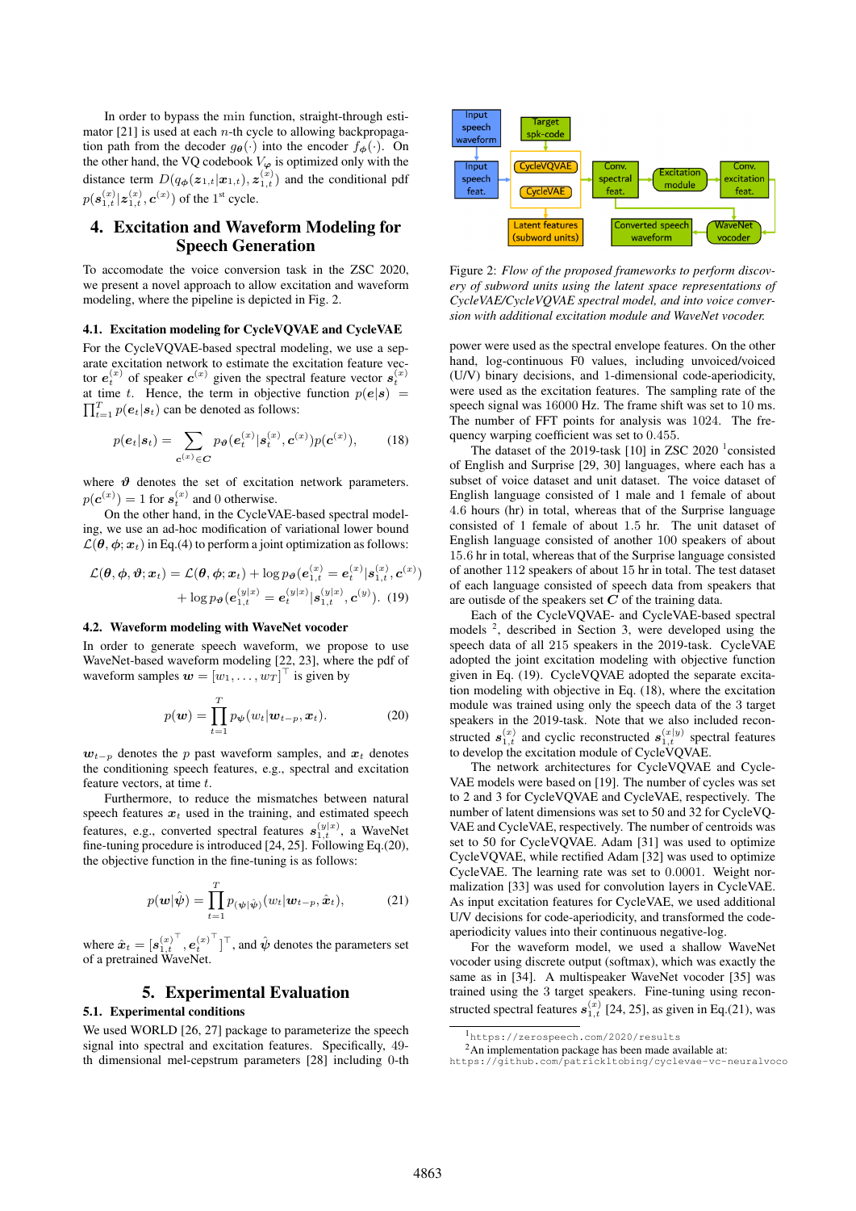In order to bypass the min function, straight-through estimator [21] is used at each $n$-th cycle to allowing backpropagation path from the decoder $g_{\theta}(\cdot)$ into the encoder $f_{\phi}(\cdot)$. On the other hand, the VQ codebook $V_{\varphi}$ is optimized only with the distance term $D(q_{\phi}(\boldsymbol{z}_{1,t}|\boldsymbol{x}_{1,t}), \boldsymbol{z}_{1,t}^{(x)})$ and the conditional pdf $p(\boldsymbol{s}_{1,t}^{(x)}|\boldsymbol{z}_{1,t}^{(x)}, \boldsymbol{c}^{(x)})$ of the 1st cycle.

## 4. Excitation and Waveform Modeling for Speech Generation

To accomodate the voice conversion task in the ZSC 2020, we present a novel approach to allow excitation and waveform modeling, where the pipeline is depicted in Fig. 2.

### 4.1. Excitation modeling for CycleVQVAE and CycleVAE

For the CycleVQVAE-based spectral modeling, we use a separate excitation network to estimate the excitation feature vector $\boldsymbol{e}_t^{(x)}$ of speaker $\boldsymbol{c}^{(x)}$ given the spectral feature vector $\boldsymbol{s}_t^{(x)}$ at time $t$. Hence, the term in objective function $p(\boldsymbol{e}|\boldsymbol{s}) = \prod_{t=1}^{T} p(\boldsymbol{e}_t|\boldsymbol{s}_t)$ can be denoted as follows:

$$p(\boldsymbol{e}_t|\boldsymbol{s}_t) = \sum_{\boldsymbol{c}^{(x)} \in \boldsymbol{C}} p_{\boldsymbol{\vartheta}}(\boldsymbol{e}_t^{(x)}|\boldsymbol{s}_t^{(x)}, \boldsymbol{c}^{(x)}) p(\boldsymbol{c}^{(x)}), \tag{18}$$

where $\boldsymbol{\vartheta}$ denotes the set of excitation network parameters. $p(\boldsymbol{c}^{(x)}) = 1$ for $\boldsymbol{s}_t^{(x)}$ and 0 otherwise.

On the other hand, in the CycleVAE-based spectral modeling, we use an ad-hoc modification of variational lower bound $\mathcal{L}(\boldsymbol{\theta}, \boldsymbol{\phi}; \boldsymbol{x}_t)$ in Eq.(4) to perform a joint optimization as follows:

$$\begin{aligned}\mathcal{L}(\boldsymbol{\theta}, \boldsymbol{\phi}, \boldsymbol{\vartheta}; \boldsymbol{x}_t) = \mathcal{L}(\boldsymbol{\theta}, \boldsymbol{\phi}; \boldsymbol{x}_t) + \log p_{\boldsymbol{\vartheta}}(\boldsymbol{e}_{1,t}^{(x)} = \boldsymbol{e}_t^{(x)}|\boldsymbol{s}_{1,t}^{(x)}, \boldsymbol{c}^{(x)}) \\ + \log p_{\boldsymbol{\vartheta}}(\boldsymbol{e}_{1,t}^{(y|x)} = \boldsymbol{e}_t^{(y|x)}|\boldsymbol{s}_{1,t}^{(y|x)}, \boldsymbol{c}^{(y)}).\end{aligned} \tag{19}$$

### 4.2. Waveform modeling with WaveNet vocoder

In order to generate speech waveform, we propose to use WaveNet-based waveform modeling [22, 23], where the pdf of waveform samples $\boldsymbol{w} = [w_1, \ldots, w_T]^{\top}$ is given by

$$p(\boldsymbol{w}) = \prod_{t=1}^{T} p_{\boldsymbol{\psi}}(w_t|\boldsymbol{w}_{t-p}, \boldsymbol{x}_t). \tag{20}$$

$\boldsymbol{w}_{t-p}$ denotes the $p$ past waveform samples, and $\boldsymbol{x}_t$ denotes the conditioning speech features, e.g., spectral and excitation feature vectors, at time $t$.

Furthermore, to reduce the mismatches between natural speech features $\boldsymbol{x}_t$ used in the training, and estimated speech features, e.g., converted spectral features $\boldsymbol{s}_{1,t}^{(y|x)}$, a WaveNet fine-tuning procedure is introduced [24, 25]. Following Eq.(20), the objective function in the fine-tuning is as follows:

$$p(\boldsymbol{w}|\hat{\boldsymbol{\psi}}) = \prod_{t=1}^{T} p_{(\boldsymbol{\psi}|\hat{\boldsymbol{\psi}})}(w_t|\boldsymbol{w}_{t-p}, \hat{\boldsymbol{x}}_t), \tag{21}$$

where $\hat{\boldsymbol{x}}_t = [\boldsymbol{s}_{1,t}^{(x)^{\top}}, \boldsymbol{e}_t^{(x)^{\top}}]^{\top}$, and $\hat{\boldsymbol{\psi}}$ denotes the parameters set of a pretrained WaveNet.

## 5. Experimental Evaluation

### 5.1. Experimental conditions

We used WORLD [26, 27] package to parameterize the speech signal into spectral and excitation features. Specifically, 49-th dimensional mel-cepstrum parameters [28] including 0-th power were used as the spectral envelope features. On the other hand, log-continuous F0 values, including unvoiced/voiced (U/V) binary decisions, and 1-dimensional code-aperiodicity, were used as the excitation features. The sampling rate of the speech signal was 16000 Hz. The frame shift was set to 10 ms. The number of FFT points for analysis was 1024. The frequency warping coefficient was set to 0.455.

The dataset of the 2019-task [10] in ZSC 2020 [1]consisted of English and Surprise [29, 30] languages, where each has a subset of voice dataset and unit dataset. The voice dataset of English language consisted of 1 male and 1 female of about 4.6 hours (hr) in total, whereas that of the Surprise language consisted of 1 female of about 1.5 hr. The unit dataset of English language consisted of another 100 speakers of about 15.6 hr in total, whereas that of the Surprise language consisted of another 112 speakers of about 15 hr in total. The test dataset of each language consisted of speech data from speakers that are outiside of the speakers set $\boldsymbol{C}$ of the training data.

Each of the CycleVQVAE- and CycleVAE-based spectral models [2], described in Section 3, were developed using the speech data of all 215 speakers in the 2019-task. CycleVAE adopted the joint excitation modeling with objective function given in Eq. (19). CycleVQVAE adopted the separate excitation modeling with objective in Eq. (18), where the excitation module was trained using only the speech data of the 3 target speakers in the 2019-task. Note that we also included reconstructed $\boldsymbol{s}_{1,t}^{(x)}$ and cyclic reconstructed $\boldsymbol{s}_{1,t}^{(x|y)}$ spectral features to develop the excitation module of CycleVQVAE.

The network architectures for CycleVQVAE and CycleVAE models were based on [19]. The number of cycles was set to 2 and 3 for CycleVQVAE and CycleVAE, respectively. The number of latent dimensions was set to 50 and 32 for CycleVQVAE and CycleVAE, respectively. The number of centroids was set to 50 for CycleVQVAE. Adam [31] was used to optimize CycleVQVAE, while rectified Adam [32] was used to optimize CycleVAE. The learning rate was set to 0.0001. Weight normalization [33] was used for convolution layers in CycleVAE. As input excitation features for CycleVAE, we used additional U/V decisions for code-aperiodicity, and transformed the code-aperiodicity values into their continuous negative-log.

For the waveform model, we used a shallow WaveNet vocoder using discrete output (softmax), which was exactly the same as in [34]. A multispeaker WaveNet vocoder [35] was trained using the 3 target speakers. Fine-tuning using reconstructed spectral features $\boldsymbol{s}_{1,t}^{(x)}$ [24, 25], as given in Eq.(21), was

Figure 2: *Flow of the proposed frameworks to perform discovery of subword units using the latent space representations of CycleVAE/CycleVQVAE spectral model, and into voice conversion with additional excitation module and WaveNet vocoder.*

[1] https://zerospeech.com/2020/results

[2] An implementation package has been made available at: https://github.com/patrickltobing/cyclevae-vc-neuralvoco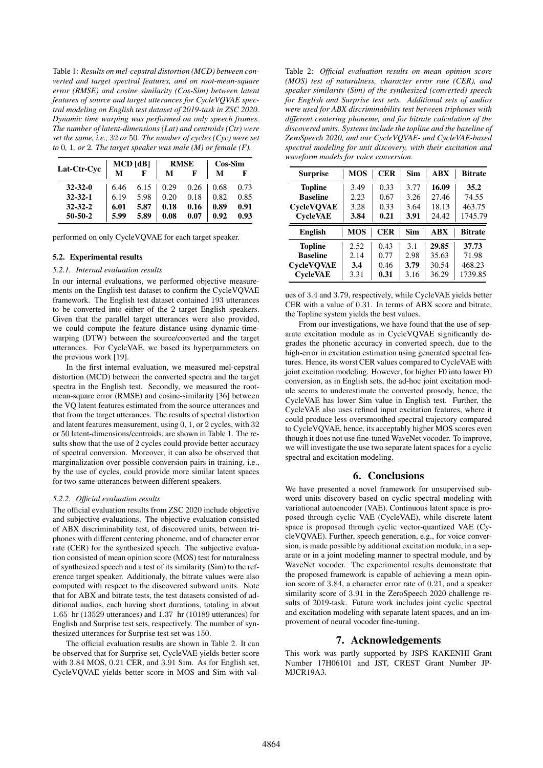Table 1: *Results on mel-cepstral distortion (MCD) between converted and target spectral features, and on root-mean-square error (RMSE) and cosine similarity (Cos-Sim) between latent features of source and target utterances for CycleVQVAE spectral modeling on English test dataset of 2019-task in ZSC 2020. Dynamic time warping was performed on only speech frames. The number of latent-dimensions (Lat) and centroids (Ctr) were set the same, i.e.,* 32 *or* 50*. The number of cycles (Cyc) were set to* 0*,* 1*, or* 2*. The target speaker was male (M) or female (F).*

| Lat-Ctr-Cyc | MCD [dB] | | RMSE | | Cos-Sim | |
|---|---|---|---|---|---|---|
| | M | F | M | F | M | F |
| **32-32-0** | 6.46 | 6.15 | 0.29 | 0.26 | 0.68 | 0.73 |
| **32-32-1** | 6.19 | 5.98 | 0.20 | 0.18 | 0.82 | 0.85 |
| **32-32-2** | **6.01** | **5.87** | **0.18** | **0.16** | **0.89** | **0.91** |
| **50-50-2** | **5.99** | **5.89** | **0.08** | **0.07** | **0.92** | **0.93** |

performed on only CycleVQVAE for each target speaker.

### 5.2. Experimental results

#### *5.2.1. Internal evaluation results*

In our internal evaluations, we performed objective measurements on the English test dataset to confirm the CycleVQVAE framework. The English test dataset contained 193 utterances to be converted into either of the 2 target English speakers. Given that the parallel target utterances were also provided, we could compute the feature distance using dynamic-time-warping (DTW) between the source/converted and the target utterances. For CycleVAE, we based its hyperparameters on the previous work [19].

In the first internal evaluation, we measured mel-cepstral distortion (MCD) between the converted spectra and the target spectra in the English test. Secondly, we measured the root-mean-square error (RMSE) and cosine-similarity [36] between the VQ latent features estimated from the source utterances and that from the target utterances. The results of spectral distortion and latent features measurement, using 0, 1, or 2 cycles, with 32 or 50 latent-dimensions/centroids, are shown in Table 1. The results show that the use of 2 cycles could provide better accuracy of spectral conversion. Moreover, it can also be observed that marginalization over possible conversion pairs in training, i.e., by the use of cycles, could provide more similar latent spaces for two same utterances between different speakers.

#### *5.2.2. Official evaluation results*

The official evaluation results from ZSC 2020 include objective and subjective evaluations. The objective evaluation consisted of ABX discriminability test, of discovered units, between triphones with different centering phoneme, and of character error rate (CER) for the synthesized speech. The subjective evaluation consisted of mean opinion score (MOS) test for naturalness of synthesized speech and a test of its similarity (Sim) to the reference target speaker. Additionaly, the bitrate values were also computed with respect to the discovered subword units. Note that for ABX and bitrate tests, the test datasets consisted of additional audios, each having short durations, totaling in about 1.65 hr (13529 utterances) and 1.37 hr (10189 utterances) for English and Surprise test sets, respectively. The number of synthesized utterances for Surprise test set was 150.

The official evaluation results are shown in Table 2. It can be observed that for Surprise set, CycleVAE yields better score with 3.84 MOS, 0.21 CER, and 3.91 Sim. As for English set, CycleVQVAE yields better score in MOS and Sim with values of 3.4 and 3.79, respectively, while CycleVAE yields better CER with a value of 0.31. In terms of ABX score and bitrate, the Topline system yields the best values.

Table 2: *Official evaluation results on mean opinion score (MOS) test of naturalness, character error rate (CER), and speaker similarity (Sim) of the synthesized (converted) speech for English and Surprise test sets. Additional sets of audios were used for ABX discriminability test between triphones with different centering phoneme, and for bitrate calculation of the discovered units. Systems include the topline and the baseline of ZeroSpeech 2020, and our CycleVQVAE- and CycleVAE-based spectral modeling for unit discovery, with their excitation and waveform models for voice conversion.*

| Surprise | MOS | CER | Sim | ABX | Bitrate |
|---|---|---|---|---|---|
| **Topline** | 3.49 | 0.33 | 3.77 | **16.09** | **35.2** |
| **Baseline** | 2.23 | 0.67 | 3.26 | 27.46 | 74.55 |
| **CycleVQVAE** | 3.28 | 0.33 | 3.64 | 18.13 | 463.75 |
| **CycleVAE** | **3.84** | **0.21** | **3.91** | 24.42 | 1745.79 |
| **English** | **MOS** | **CER** | **Sim** | **ABX** | **Bitrate** |
| **Topline** | 2.52 | 0.43 | 3.1 | **29.85** | **37.73** |
| **Baseline** | 2.14 | 0.77 | 2.98 | 35.63 | 71.98 |
| **CycleVQVAE** | **3.4** | 0.46 | **3.79** | 30.54 | 468.23 |
| **CycleVAE** | 3.31 | **0.31** | 3.16 | 36.29 | 1739.85 |

From our investigations, we have found that the use of separate excitation module as in CycleVQVAE significantly degrades the phonetic accuracy in converted speech, due to the high-error in excitation estimation using generated spectral features. Hence, its worst CER values compared to CycleVAE with joint excitation modeling. However, for higher F0 into lower F0 conversion, as in English sets, the ad-hoc joint excitation module seems to underestimate the converted prosody, hence, the CycleVAE has lower Sim value in English test. Further, the CycleVAE also uses refined input excitation features, where it could produce less oversmoothed spectral trajectory compared to CycleVQVAE, hence, its acceptably higher MOS scores even though it does not use fine-tuned WaveNet vocoder. To improve, we will investigate the use two separate latent spaces for a cyclic spectral and excitation modeling.

## 6. Conclusions

We have presented a novel framework for unsupervised subword units discovery based on cyclic spectral modeling with variational autoencoder (VAE). Continuous latent space is proposed through cyclic VAE (CycleVAE), while discrete latent space is proposed through cyclic vector-quantized VAE (CycleVQVAE). Further, speech generation, e.g., for voice conversion, is made possible by additional excitation module, in a separate or in a joint modeling manner to spectral module, and by WaveNet vocoder. The experimental results demonstrate that the proposed framework is capable of achieving a mean opinion score of 3.84, a character error rate of 0.21, and a speaker similarity score of 3.91 in the ZeroSpeech 2020 challenge results of 2019-task. Future work includes joint cyclic spectral and excitation modeling with separate latent spaces, and an improvement of neural vocoder fine-tuning.

## 7. Acknowledgements

This work was partly supported by JSPS KAKENHI Grant Number 17H06101 and JST, CREST Grant Number JPMJCR19A3.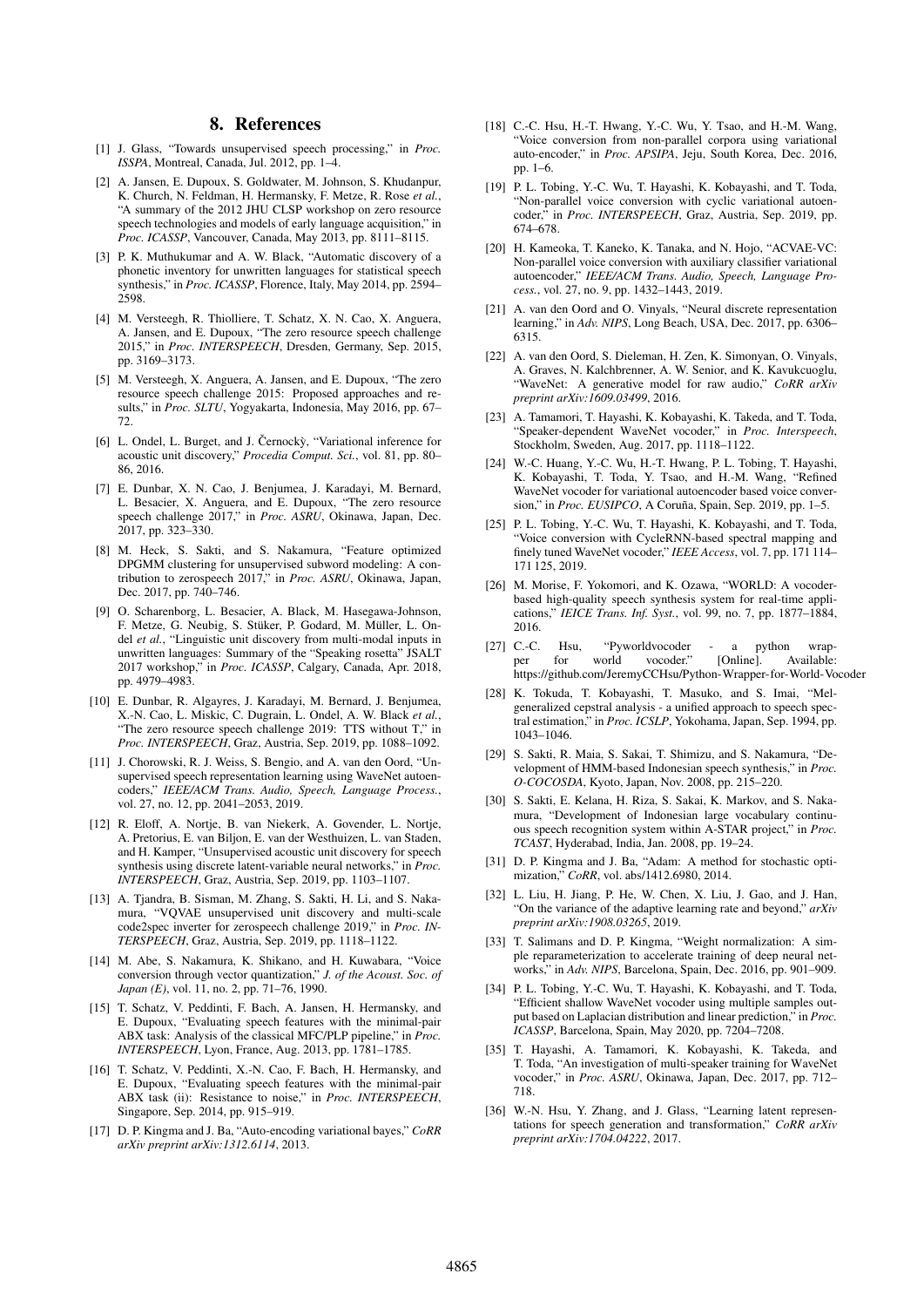## 8. References

[1] J. Glass, "Towards unsupervised speech processing," in *Proc. ISSPA*, Montreal, Canada, Jul. 2012, pp. 1–4.

[2] A. Jansen, E. Dupoux, S. Goldwater, M. Johnson, S. Khudanpur, K. Church, N. Feldman, H. Hermansky, F. Metze, R. Rose *et al.*, "A summary of the 2012 JHU CLSP workshop on zero resource speech technologies and models of early language acquisition," in *Proc. ICASSP*, Vancouver, Canada, May 2013, pp. 8111–8115.

[3] P. K. Muthukumar and A. W. Black, "Automatic discovery of a phonetic inventory for unwritten languages for statistical speech synthesis," in *Proc. ICASSP*, Florence, Italy, May 2014, pp. 2594–2598.

[4] M. Versteegh, R. Thiolliere, T. Schatz, X. N. Cao, X. Anguera, A. Jansen, and E. Dupoux, "The zero resource speech challenge 2015," in *Proc. INTERSPEECH*, Dresden, Germany, Sep. 2015, pp. 3169–3173.

[5] M. Versteegh, X. Anguera, A. Jansen, and E. Dupoux, "The zero resource speech challenge 2015: Proposed approaches and results," in *Proc. SLTU*, Yogyakarta, Indonesia, May 2016, pp. 67–72.

[6] L. Ondel, L. Burget, and J. Černocký, "Variational inference for acoustic unit discovery," *Procedia Comput. Sci.*, vol. 81, pp. 80–86, 2016.

[7] E. Dunbar, X. N. Cao, J. Benjumea, J. Karadayi, M. Bernard, L. Besacier, X. Anguera, and E. Dupoux, "The zero resource speech challenge 2017," in *Proc. ASRU*, Okinawa, Japan, Dec. 2017, pp. 323–330.

[8] M. Heck, S. Sakti, and S. Nakamura, "Feature optimized DPGMM clustering for unsupervised subword modeling: A contribution to zerospeech 2017," in *Proc. ASRU*, Okinawa, Japan, Dec. 2017, pp. 740–746.

[9] O. Scharenborg, L. Besacier, A. Black, M. Hasegawa-Johnson, F. Metze, G. Neubig, S. Stüker, P. Godard, M. Müller, L. Ondel *et al.*, "Linguistic unit discovery from multi-modal inputs in unwritten languages: Summary of the "Speaking rosetta" JSALT 2017 workshop," in *Proc. ICASSP*, Calgary, Canada, Apr. 2018, pp. 4979–4983.

[10] E. Dunbar, R. Algayres, J. Karadayi, M. Bernard, J. Benjumea, X.-N. Cao, L. Miskic, C. Dugrain, L. Ondel, A. W. Black *et al.*, "The zero resource speech challenge 2019: TTS without T," in *Proc. INTERSPEECH*, Graz, Austria, Sep. 2019, pp. 1088–1092.

[11] J. Chorowski, R. J. Weiss, S. Bengio, and A. van den Oord, "Unsupervised speech representation learning using WaveNet autoencoders," *IEEE/ACM Trans. Audio, Speech, Language Process.*, vol. 27, no. 12, pp. 2041–2053, 2019.

[12] R. Eloff, A. Nortje, B. van Niekerk, A. Govender, L. Nortje, A. Pretorius, E. van Biljon, E. van der Westhuizen, L. van Staden, and H. Kamper, "Unsupervised acoustic unit discovery for speech synthesis using discrete latent-variable neural networks," in *Proc. INTERSPEECH*, Graz, Austria, Sep. 2019, pp. 1103–1107.

[13] A. Tjandra, B. Sisman, M. Zhang, S. Sakti, H. Li, and S. Nakamura, "VQVAE unsupervised unit discovery and multi-scale code2spec inverter for zerospeech challenge 2019," in *Proc. INTERSPEECH*, Graz, Austria, Sep. 2019, pp. 1118–1122.

[14] M. Abe, S. Nakamura, K. Shikano, and H. Kuwabara, "Voice conversion through vector quantization," *J. of the Acoust. Soc. of Japan (E)*, vol. 11, no. 2, pp. 71–76, 1990.

[15] T. Schatz, V. Peddinti, F. Bach, A. Jansen, H. Hermansky, and E. Dupoux, "Evaluating speech features with the minimal-pair ABX task: Analysis of the classical MFC/PLP pipeline," in *Proc. INTERSPEECH*, Lyon, France, Aug. 2013, pp. 1781–1785.

[16] T. Schatz, V. Peddinti, X.-N. Cao, F. Bach, H. Hermansky, and E. Dupoux, "Evaluating speech features with the minimal-pair ABX task (ii): Resistance to noise," in *Proc. INTERSPEECH*, Singapore, Sep. 2014, pp. 915–919.

[17] D. P. Kingma and J. Ba, "Auto-encoding variational bayes," *CoRR arXiv preprint arXiv:1312.6114*, 2013.

[18] C.-C. Hsu, H.-T. Hwang, Y.-C. Wu, Y. Tsao, and H.-M. Wang, "Voice conversion from non-parallel corpora using variational auto-encoder," in *Proc. APSIPA*, Jeju, South Korea, Dec. 2016, pp. 1–6.

[19] P. L. Tobing, Y.-C. Wu, T. Hayashi, K. Kobayashi, and T. Toda, "Non-parallel voice conversion with cyclic variational autoencoder," in *Proc. INTERSPEECH*, Graz, Austria, Sep. 2019, pp. 674–678.

[20] H. Kameoka, T. Kaneko, K. Tanaka, and N. Hojo, "ACVAE-VC: Non-parallel voice conversion with auxiliary classifier variational autoencoder," *IEEE/ACM Trans. Audio, Speech, Language Process.*, vol. 27, no. 9, pp. 1432–1443, 2019.

[21] A. van den Oord and O. Vinyals, "Neural discrete representation learning," in *Adv. NIPS*, Long Beach, USA, Dec. 2017, pp. 6306–6315.

[22] A. van den Oord, S. Dieleman, H. Zen, K. Simonyan, O. Vinyals, A. Graves, N. Kalchbrenner, A. W. Senior, and K. Kavukcuoglu, "WaveNet: A generative model for raw audio," *CoRR arXiv preprint arXiv:1609.03499*, 2016.

[23] A. Tamamori, T. Hayashi, K. Kobayashi, K. Takeda, and T. Toda, "Speaker-dependent WaveNet vocoder," in *Proc. Interspeech*, Stockholm, Sweden, Aug. 2017, pp. 1118–1122.

[24] W.-C. Huang, Y.-C. Wu, H.-T. Hwang, P. L. Tobing, T. Hayashi, K. Kobayashi, T. Toda, Y. Tsao, and H.-M. Wang, "Refined WaveNet vocoder for variational autoencoder based voice conversion," in *Proc. EUSIPCO*, A Coruña, Spain, Sep. 2019, pp. 1–5.

[25] P. L. Tobing, Y.-C. Wu, T. Hayashi, K. Kobayashi, and T. Toda, "Voice conversion with CycleRNN-based spectral mapping and finely tuned WaveNet vocoder," *IEEE Access*, vol. 7, pp. 171 114–171 125, 2019.

[26] M. Morise, F. Yokomori, and K. Ozawa, "WORLD: A vocoder-based high-quality speech synthesis system for real-time applications," *IEICE Trans. Inf. Syst.*, vol. 99, no. 7, pp. 1877–1884, 2016.

[27] C.-C. Hsu, "Pyworldvocoder - a python wrapper for world vocoder." [Online]. Available: https://github.com/JeremyCCHsu/Python-Wrapper-for-World-Vocoder

[28] K. Tokuda, T. Kobayashi, T. Masuko, and S. Imai, "Mel-generalized cepstral analysis - a unified approach to speech spectral estimation," in *Proc. ICSLP*, Yokohama, Japan, Sep. 1994, pp. 1043–1046.

[29] S. Sakti, R. Maia, S. Sakai, T. Shimizu, and S. Nakamura, "Development of HMM-based Indonesian speech synthesis," in *Proc. O-COCOSDA*, Kyoto, Japan, Nov. 2008, pp. 215–220.

[30] S. Sakti, E. Kelana, H. Riza, S. Sakai, K. Markov, and S. Nakamura, "Development of Indonesian large vocabulary continuous speech recognition system within A-STAR project," in *Proc. TCAST*, Hyderabad, India, Jan. 2008, pp. 19–24.

[31] D. P. Kingma and J. Ba, "Adam: A method for stochastic optimization," *CoRR*, vol. abs/1412.6980, 2014.

[32] L. Liu, H. Jiang, P. He, W. Chen, X. Liu, J. Gao, and J. Han, "On the variance of the adaptive learning rate and beyond," *arXiv preprint arXiv:1908.03265*, 2019.

[33] T. Salimans and D. P. Kingma, "Weight normalization: A simple reparameterization to accelerate training of deep neural networks," in *Adv. NIPS*, Barcelona, Spain, Dec. 2016, pp. 901–909.

[34] P. L. Tobing, Y.-C. Wu, T. Hayashi, K. Kobayashi, and T. Toda, "Efficient shallow WaveNet vocoder using multiple samples output based on Laplacian distribution and linear prediction," in *Proc. ICASSP*, Barcelona, Spain, May 2020, pp. 7204–7208.

[35] T. Hayashi, A. Tamamori, K. Kobayashi, K. Takeda, and T. Toda, "An investigation of multi-speaker training for WaveNet vocoder," in *Proc. ASRU*, Okinawa, Japan, Dec. 2017, pp. 712–718.

[36] W.-N. Hsu, Y. Zhang, and J. Glass, "Learning latent representations for speech generation and transformation," *CoRR arXiv preprint arXiv:1704.04222*, 2017.